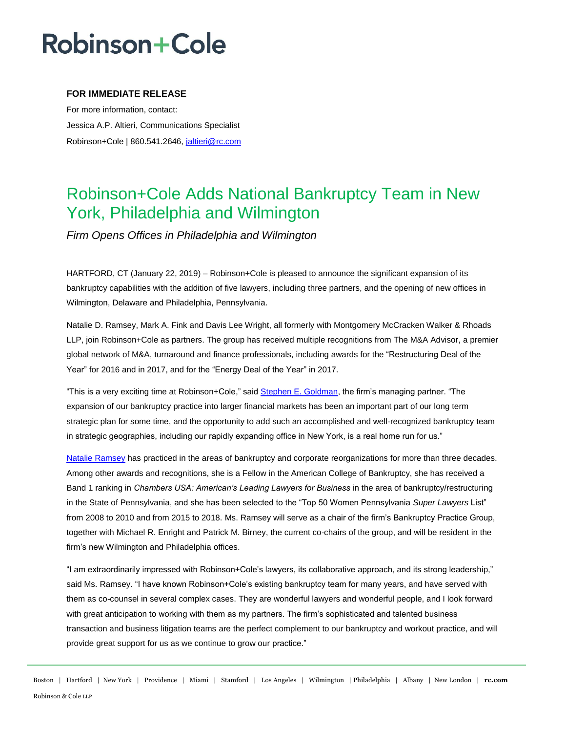# Robinson+Cole

**FOR IMMEDIATE RELEASE**

For more information, contact:

Jessica A.P. Altieri, Communications Specialist

Robinson+Cole | 860.541.2646, jaltieri@rc.com

## Robinson+Cole Adds National Bankruptcy Team in New York, Philadelphia and Wilmington

*Firm Opens Offices in Philadelphia and Wilmington*

HARTFORD, CT (January 22, 2019) – Robinson+Cole is pleased to announce the significant expansion of its bankruptcy capabilities with the addition of five lawyers, including three partners, and the opening of new offices in Wilmington, Delaware and Philadelphia, Pennsylvania.

Natalie D. Ramsey, Mark A. Fink and Davis Lee Wright, all formerly with Montgomery McCracken Walker & Rhoads LLP, join Robinson+Cole as partners. The group has received multiple recognitions from The M&A Advisor, a premier global network of M&A, turnaround and finance professionals, including awards for the "Restructuring Deal of the Year" for 2016 and in 2017, and for the "Energy Deal of the Year" in 2017.

"This is a very exciting time at Robinson+Cole," said Stephen E. Goldman, the firm's managing partner. "The expansion of our bankruptcy practice into larger financial markets has been an important part of our long term strategic plan for some time, and the opportunity to add such an accomplished and well-recognized bankruptcy team in strategic geographies, including our rapidly expanding office in New York, is a real home run for us."

Natalie Ramsey has practiced in the areas of bankruptcy and corporate reorganizations for more than three decades. Among other awards and recognitions, she is a Fellow in the American College of Bankruptcy, she has received a Band 1 ranking in *Chambers USA: American's Leading Lawyers for Business* in the area of bankruptcy/restructuring in the State of Pennsylvania, and she has been selected to the "Top 50 Women Pennsylvania *Super Lawyers* List" from 2008 to 2010 and from 2015 to 2018. Ms. Ramsey will serve as a chair of the firm's Bankruptcy Practice Group, together with Michael R. Enright and Patrick M. Birney, the current co-chairs of the group, and will be resident in the firm's new Wilmington and Philadelphia offices.

"I am extraordinarily impressed with Robinson+Cole's lawyers, its collaborative approach, and its strong leadership," said Ms. Ramsey. "I have known Robinson+Cole's existing bankruptcy team for many years, and have served with them as co-counsel in several complex cases. They are wonderful lawyers and wonderful people, and I look forward with great anticipation to working with them as my partners. The firm's sophisticated and talented business transaction and business litigation teams are the perfect complement to our bankruptcy and workout practice, and will provide great support for us as we continue to grow our practice."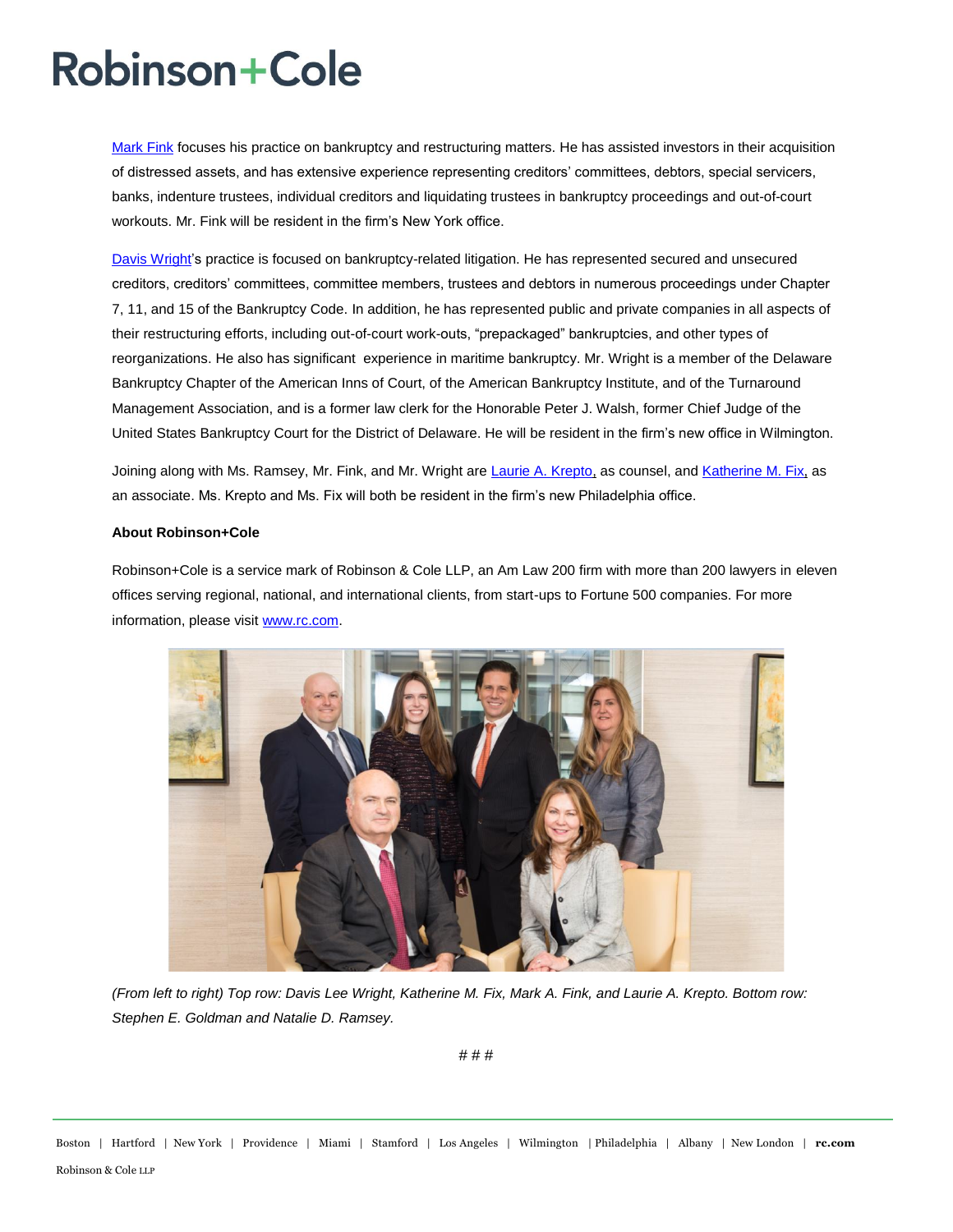Mark Fink focuses his practice on bankruptcy and restructuring matters. He has assisted investors in their acquisition of distressed assets, and has extensive experience representing creditors' committees, debtors, special servicers, banks, indenture trustees, individual creditors and liquidating trustees in bankruptcy proceedings and out-of-court workouts. Mr. Fink will be resident in the firm's New York office.

Davis Wright's practice is focused on bankruptcy-related litigation. He has represented secured and unsecured creditors, creditors' committees, committee members, trustees and debtors in numerous proceedings under Chapter 7, 11, and 15 of the Bankruptcy Code. In addition, he has represented public and private companies in all aspects of their restructuring efforts, including out-of-court work-outs, "prepackaged" bankruptcies, and other types of reorganizations. He also has significant experience in maritime bankruptcy. Mr. Wright is a member of the Delaware Bankruptcy Chapter of the American Inns of Court, of the American Bankruptcy Institute, and of the Turnaround Management Association, and is a former law clerk for the Honorable Peter J. Walsh, former Chief Judge of the United States Bankruptcy Court for the District of Delaware. He will be resident in the firm's new office in Wilmington.

Joining along with Ms. Ramsey, Mr. Fink, and Mr. Wright are Laurie A. Krepto, as counsel, and Katherine M. Fix, as an associate. Ms. Krepto and Ms. Fix will both be resident in the firm's new Philadelphia office.

**About Robinson+Cole**

Robinson+Cole is a service mark of Robinson & Cole LLP, an Am Law 200 firm with more than 200 lawyers in eleven offices serving regional, national, and international clients, from start-ups to Fortune 500 companies. For more information, please visit www.rc.com.

*(From left to right) Top row: Davis Lee Wright, Katherine M. Fix, Mark A. Fink, and Laurie A. Krepto. Bottom row: Stephen E. Goldman and Natalie D. Ramsey.*

# # #

Boston | Hartford | New York | Providence | Miami | Stamford | Los Angeles | Wilmington | Philadelphia | Albany | New London | **rc.com**

Robinson & Cole LLP